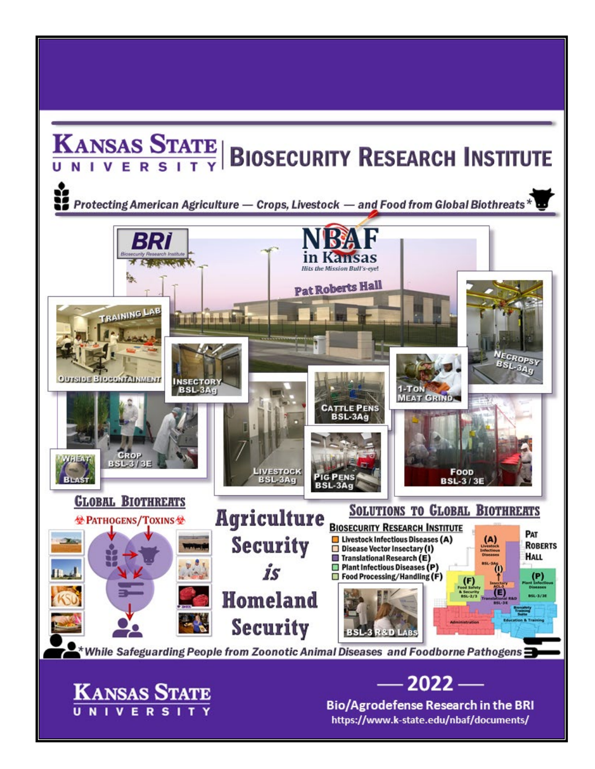# Kansas State University | Biosecurity Research Institute

*Protecting American Agriculture — Crops, Livestock — and Food from Global Biothreats**

BRI — Biosecurity Research Institute

NBAF in Kansas — *Hits the Mission Bull's-eye!*

Pat Roberts Hall

Training Lab — Outside Biocontainment

Insectory BSL-3Ag

Livestock BSL-3Ag

Cattle Pens BSL-3Ag

Pig Pens BSL-3Ag

1-Ton Meat Grind

Necropsy BSL-3Ag

Crop BSL-3 / 3E

Wheat Blast

Food BSL-3 / 3E

## Global Biothreats

Pathogens/Toxins

## Agriculture Security *is* Homeland Security

## Solutions to Global Biothreats

### Biosecurity Research Institute

- Livestock Infectious Diseases (A)
- Disease Vector Insectary (I)
- Translational Research (E)
- Plant Infectious Diseases (P)
- Food Processing/Handling (F)

BSL-3 R&D Labs

Pat Roberts Hall

(A) Livestock Infectious Diseases BSL-3Ag

(I) Insectary ACL-3

(E) Translational R&D BSL-3E

(P) Plant Infectious Diseases BSL-3/3E

(F) Food Safety & Security BSL-2/3

Biosafety Training Suite

Administration

Education & Training

**While Safeguarding People from Zoonotic Animal Diseases and Foodborne Pathogens*

Kansas State University

— 2022 —

Bio/Agrodefense Research in the BRI

https://www.k-state.edu/nbaf/documents/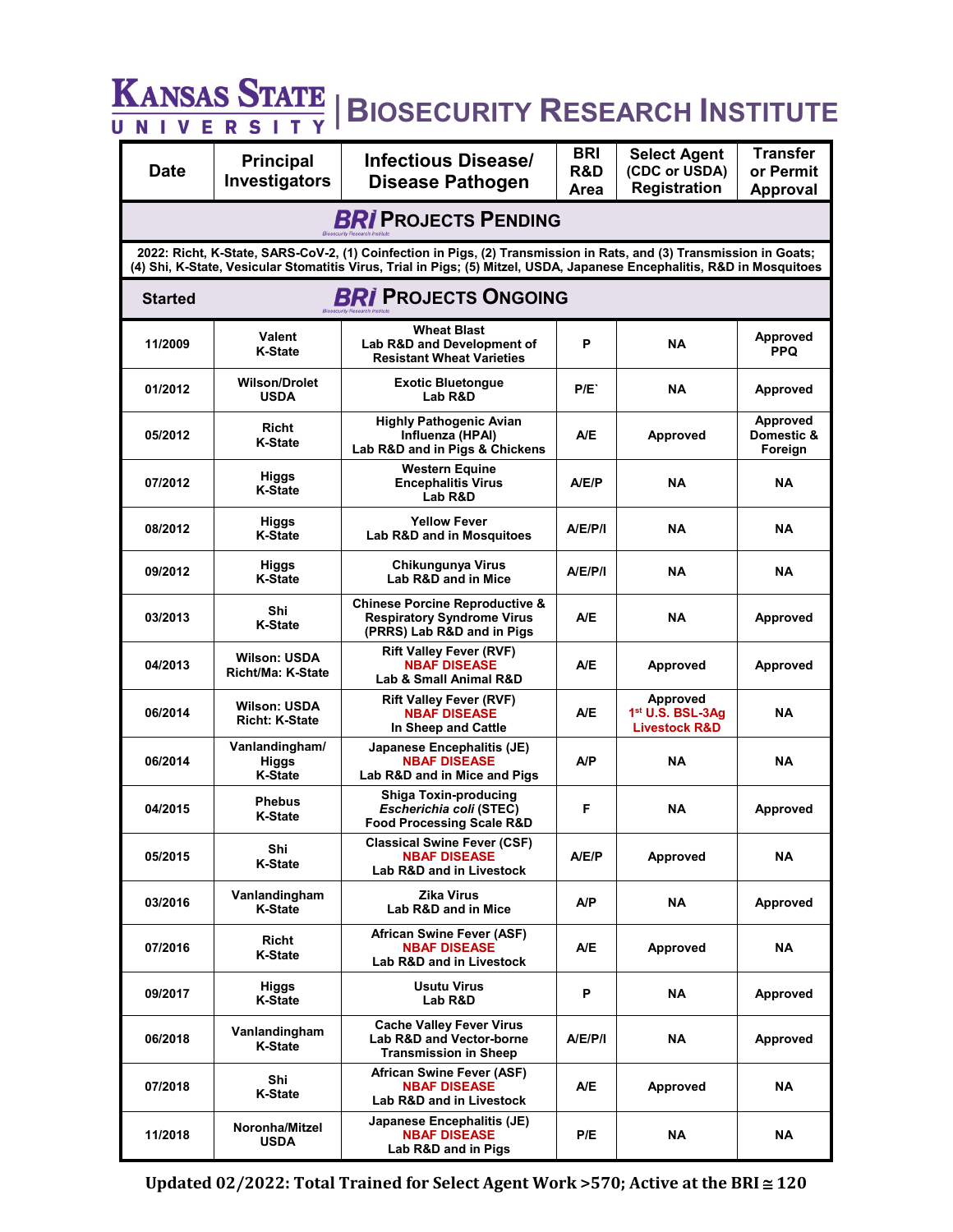# KANSAS STATE UNIVERSITY | BIOSECURITY RESEARCH INSTITUTE

| Date | Principal Investigators | Infectious Disease/ Disease Pathogen | BRI R&D Area | Select Agent (CDC or USDA) Registration | Transfer or Permit Approval |
|---|---|---|---|---|---|
| **BRI PROJECTS PENDING** | | | | | |
| 2022: Richt, K-State, SARS-CoV-2, (1) Coinfection in Pigs, (2) Transmission in Rats, and (3) Transmission in Goats; (4) Shi, K-State, Vesicular Stomatitis Virus, Trial in Pigs; (5) Mitzel, USDA, Japanese Encephalitis, R&D in Mosquitoes | | | | | |
| **Started** | **BRI PROJECTS ONGOING** | | | | |
| 11/2009 | Valent K-State | Wheat Blast Lab R&D and Development of Resistant Wheat Varieties | P | NA | Approved PPQ |
| 01/2012 | Wilson/Drolet USDA | Exotic Bluetongue Lab R&D | P/E` | NA | Approved |
| 05/2012 | Richt K-State | Highly Pathogenic Avian Influenza (HPAI) Lab R&D and in Pigs & Chickens | A/E | Approved | Approved Domestic & Foreign |
| 07/2012 | Higgs K-State | Western Equine Encephalitis Virus Lab R&D | A/E/P | NA | NA |
| 08/2012 | Higgs K-State | Yellow Fever Lab R&D and in Mosquitoes | A/E/P/I | NA | NA |
| 09/2012 | Higgs K-State | Chikungunya Virus Lab R&D and in Mice | A/E/P/I | NA | NA |
| 03/2013 | Shi K-State | Chinese Porcine Reproductive & Respiratory Syndrome Virus (PRRS) Lab R&D and in Pigs | A/E | NA | Approved |
| 04/2013 | Wilson: USDA Richt/Ma: K-State | Rift Valley Fever (RVF) NBAF DISEASE Lab & Small Animal R&D | A/E | Approved | Approved |
| 06/2014 | Wilson: USDA Richt: K-State | Rift Valley Fever (RVF) NBAF DISEASE In Sheep and Cattle | A/E | Approved 1st U.S. BSL-3Ag Livestock R&D | NA |
| 06/2014 | Vanlandingham/ Higgs K-State | Japanese Encephalitis (JE) NBAF DISEASE Lab R&D and in Mice and Pigs | A/P | NA | NA |
| 04/2015 | Phebus K-State | Shiga Toxin-producing *Escherichia coli* (STEC) Food Processing Scale R&D | F | NA | Approved |
| 05/2015 | Shi K-State | Classical Swine Fever (CSF) NBAF DISEASE Lab R&D and in Livestock | A/E/P | Approved | NA |
| 03/2016 | Vanlandingham K-State | Zika Virus Lab R&D and in Mice | A/P | NA | Approved |
| 07/2016 | Richt K-State | African Swine Fever (ASF) NBAF DISEASE Lab R&D and in Livestock | A/E | Approved | NA |
| 09/2017 | Higgs K-State | Usutu Virus Lab R&D | P | NA | Approved |
| 06/2018 | Vanlandingham K-State | Cache Valley Fever Virus Lab R&D and Vector-borne Transmission in Sheep | A/E/P/I | NA | Approved |
| 07/2018 | Shi K-State | African Swine Fever (ASF) NBAF DISEASE Lab R&D and in Livestock | A/E | Approved | NA |
| 11/2018 | Noronha/Mitzel USDA | Japanese Encephalitis (JE) NBAF DISEASE Lab R&D and in Pigs | P/E | NA | NA |

**Updated 02/2022: Total Trained for Select Agent Work >570; Active at the BRI ≅ 120**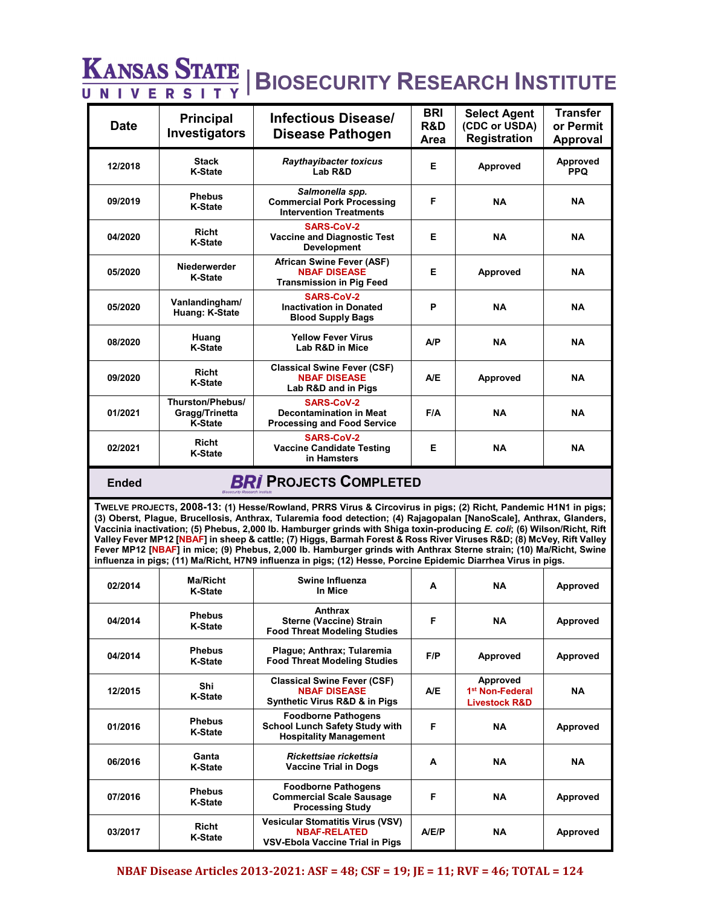# KANSAS STATE UNIVERSITY | BIOSECURITY RESEARCH INSTITUTE

| Date | Principal Investigators | Infectious Disease/ Disease Pathogen | BRI R&D Area | Select Agent (CDC or USDA) Registration | Transfer or Permit Approval |
|---|---|---|---|---|---|
| 12/2018 | Stack K-State | *Raythayibacter toxicus* Lab R&D | E | Approved | Approved PPQ |
| 09/2019 | Phebus K-State | *Salmonella spp.* Commercial Pork Processing Intervention Treatments | F | NA | NA |
| 04/2020 | Richt K-State | SARS-CoV-2 Vaccine and Diagnostic Test Development | E | NA | NA |
| 05/2020 | Niederwerder K-State | African Swine Fever (ASF) NBAF DISEASE Transmission in Pig Feed | E | Approved | NA |
| 05/2020 | Vanlandingham/ Huang: K-State | SARS-CoV-2 Inactivation in Donated Blood Supply Bags | P | NA | NA |
| 08/2020 | Huang K-State | Yellow Fever Virus Lab R&D in Mice | A/P | NA | NA |
| 09/2020 | Richt K-State | Classical Swine Fever (CSF) NBAF DISEASE Lab R&D and in Pigs | A/E | Approved | NA |
| 01/2021 | Thurston/Phebus/ Gragg/Trinetta K-State | SARS-CoV-2 Decontamination in Meat Processing and Food Service | F/A | NA | NA |
| 02/2021 | Richt K-State | SARS-CoV-2 Vaccine Candidate Testing in Hamsters | E | NA | NA |

## Ended — BRI PROJECTS COMPLETED

**TWELVE PROJECTS, 2008-13: (1) Hesse/Rowland, PRRS Virus & Circovirus in pigs; (2) Richt, Pandemic H1N1 in pigs; (3) Oberst, Plague, Brucellosis, Anthrax, Tularemia food detection; (4) Rajagopalan [NanoScale], Anthrax, Glanders, Vaccinia inactivation; (5) Phebus, 2,000 lb. Hamburger grinds with Shiga toxin-producing *E. coli*; (6) Wilson/Richt, Rift Valley Fever MP12 [NBAF] in sheep & cattle; (7) Higgs, Barmah Forest & Ross River Viruses R&D; (8) McVey, Rift Valley Fever MP12 [NBAF] in mice; (9) Phebus, 2,000 lb. Hamburger grinds with Anthrax Sterne strain; (10) Ma/Richt, Swine influenza in pigs; (11) Ma/Richt, H7N9 influenza in pigs; (12) Hesse, Porcine Epidemic Diarrhea Virus in pigs.**

| Date | Principal Investigators | Infectious Disease/ Disease Pathogen | BRI R&D Area | Select Agent (CDC or USDA) Registration | Transfer or Permit Approval |
|---|---|---|---|---|---|
| 02/2014 | Ma/Richt K-State | Swine Influenza In Mice | A | NA | Approved |
| 04/2014 | Phebus K-State | Anthrax Sterne (Vaccine) Strain Food Threat Modeling Studies | F | NA | Approved |
| 04/2014 | Phebus K-State | Plague; Anthrax; Tularemia Food Threat Modeling Studies | F/P | Approved | Approved |
| 12/2015 | Shi K-State | Classical Swine Fever (CSF) NBAF DISEASE Synthetic Virus R&D & in Pigs | A/E | Approved 1st Non-Federal Livestock R&D | NA |
| 01/2016 | Phebus K-State | Foodborne Pathogens School Lunch Safety Study with Hospitality Management | F | NA | Approved |
| 06/2016 | Ganta K-State | *Rickettsiae rickettsia* Vaccine Trial in Dogs | A | NA | NA |
| 07/2016 | Phebus K-State | Foodborne Pathogens Commercial Scale Sausage Processing Study | F | NA | Approved |
| 03/2017 | Richt K-State | Vesicular Stomatitis Virus (VSV) NBAF-RELATED VSV-Ebola Vaccine Trial in Pigs | A/E/P | NA | Approved |

**NBAF Disease Articles 2013-2021: ASF = 48; CSF = 19; JE = 11; RVF = 46; TOTAL = 124**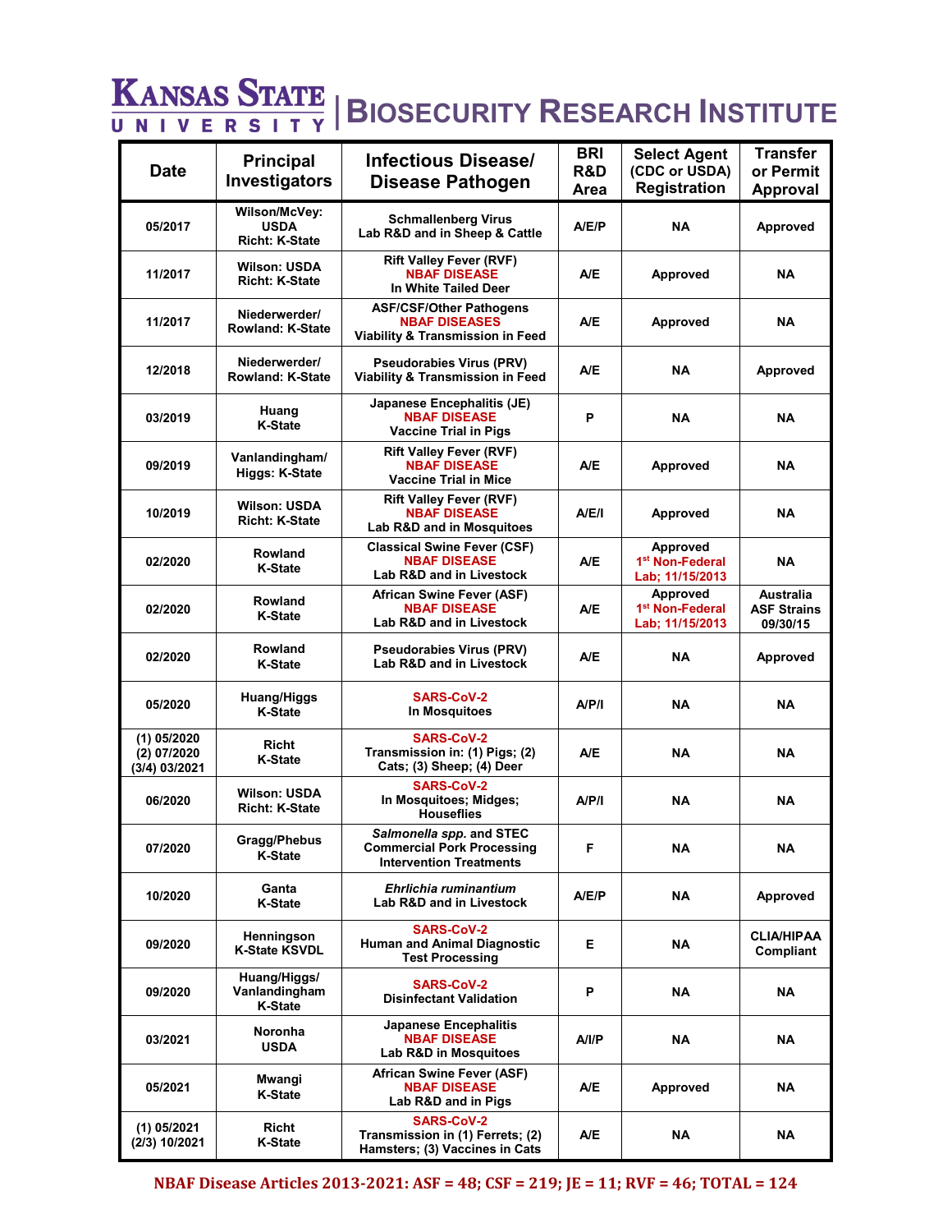# KANSAS STATE UNIVERSITY | BIOSECURITY RESEARCH INSTITUTE

| Date | Principal Investigators | Infectious Disease/ Disease Pathogen | BRI R&D Area | Select Agent (CDC or USDA) Registration | Transfer or Permit Approval |
|---|---|---|---|---|---|
| 05/2017 | Wilson/McVey: USDA Richt: K-State | Schmallenberg Virus Lab R&D and in Sheep & Cattle | A/E/P | NA | Approved |
| 11/2017 | Wilson: USDA Richt: K-State | Rift Valley Fever (RVF) NBAF DISEASE In White Tailed Deer | A/E | Approved | NA |
| 11/2017 | Niederwerder/ Rowland: K-State | ASF/CSF/Other Pathogens NBAF DISEASES Viability & Transmission in Feed | A/E | Approved | NA |
| 12/2018 | Niederwerder/ Rowland: K-State | Pseudorabies Virus (PRV) Viability & Transmission in Feed | A/E | NA | Approved |
| 03/2019 | Huang K-State | Japanese Encephalitis (JE) NBAF DISEASE Vaccine Trial in Pigs | P | NA | NA |
| 09/2019 | Vanlandingham/ Higgs: K-State | Rift Valley Fever (RVF) NBAF DISEASE Vaccine Trial in Mice | A/E | Approved | NA |
| 10/2019 | Wilson: USDA Richt: K-State | Rift Valley Fever (RVF) NBAF DISEASE Lab R&D and in Mosquitoes | A/E/I | Approved | NA |
| 02/2020 | Rowland K-State | Classical Swine Fever (CSF) NBAF DISEASE Lab R&D and in Livestock | A/E | Approved 1st Non-Federal Lab; 11/15/2013 | NA |
| 02/2020 | Rowland K-State | African Swine Fever (ASF) NBAF DISEASE Lab R&D and in Livestock | A/E | Approved 1st Non-Federal Lab; 11/15/2013 | Australia ASF Strains 09/30/15 |
| 02/2020 | Rowland K-State | Pseudorabies Virus (PRV) Lab R&D and in Livestock | A/E | NA | Approved |
| 05/2020 | Huang/Higgs K-State | SARS-CoV-2 In Mosquitoes | A/P/I | NA | NA |
| (1) 05/2020 (2) 07/2020 (3/4) 03/2021 | Richt K-State | SARS-CoV-2 Transmission in: (1) Pigs; (2) Cats; (3) Sheep; (4) Deer | A/E | NA | NA |
| 06/2020 | Wilson: USDA Richt: K-State | SARS-CoV-2 In Mosquitoes; Midges; Houseflies | A/P/I | NA | NA |
| 07/2020 | Gragg/Phebus K-State | *Salmonella spp.* and STEC Commercial Pork Processing Intervention Treatments | F | NA | NA |
| 10/2020 | Ganta K-State | *Ehrlichia ruminantium* Lab R&D and in Livestock | A/E/P | NA | Approved |
| 09/2020 | Henningson K-State KSVDL | SARS-CoV-2 Human and Animal Diagnostic Test Processing | E | NA | CLIA/HIPAA Compliant |
| 09/2020 | Huang/Higgs/ Vanlandingham K-State | SARS-CoV-2 Disinfectant Validation | P | NA | NA |
| 03/2021 | Noronha USDA | Japanese Encephalitis NBAF DISEASE Lab R&D in Mosquitoes | A/I/P | NA | NA |
| 05/2021 | Mwangi K-State | African Swine Fever (ASF) NBAF DISEASE Lab R&D and in Pigs | A/E | Approved | NA |
| (1) 05/2021 (2/3) 10/2021 | Richt K-State | SARS-CoV-2 Transmission in (1) Ferrets; (2) Hamsters; (3) Vaccines in Cats | A/E | NA | NA |

**NBAF Disease Articles 2013-2021: ASF = 48; CSF = 219; JE = 11; RVF = 46; TOTAL = 124**